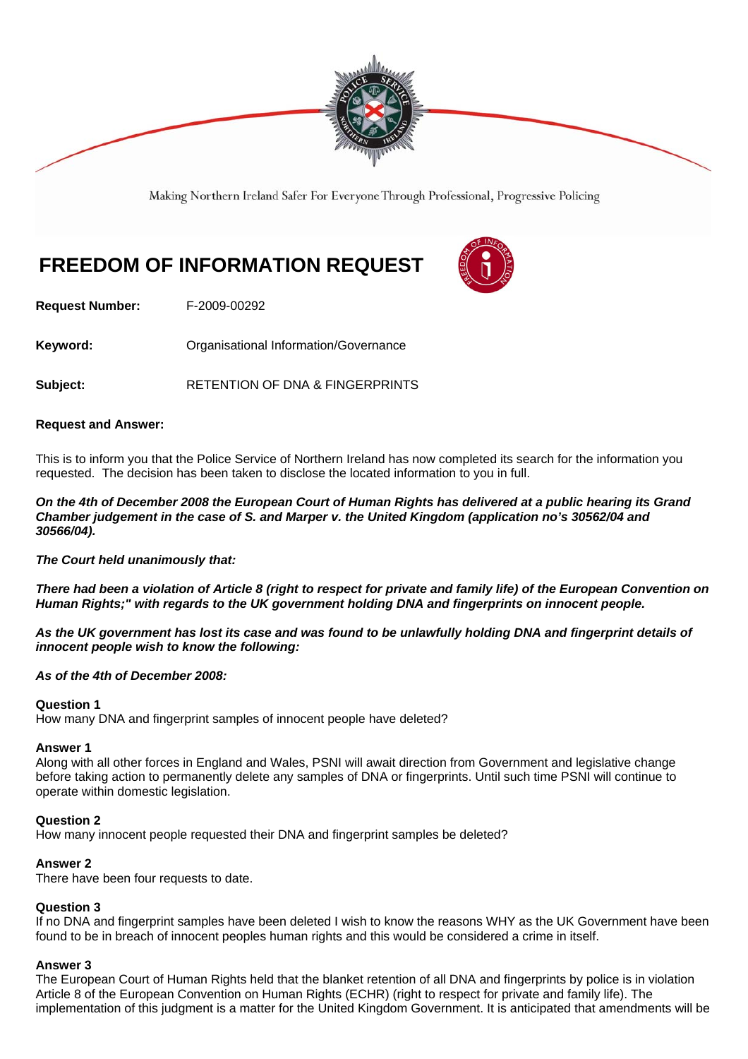Making Northern Ireland Safer For Everyone Through Professional, Progressive Policing

# FREEDOM OF INFORMATION REQUEST

**Request Number:** F-2009-00292

**Keyword:** Organisational Information/Governance

**Subject:** RETENTION OF DNA & FINGERPRINTS

**Request and Answer:**

This is to inform you that the Police Service of Northern Ireland has now completed its search for the information you requested. The decision has been taken to disclose the located information to you in full.

***On the 4th of December 2008 the European Court of Human Rights has delivered at a public hearing its Grand Chamber judgement in the case of S. and Marper v. the United Kingdom (application no's 30562/04 and 30566/04).***

***The Court held unanimously that:***

***There had been a violation of Article 8 (right to respect for private and family life) of the European Convention on Human Rights;" with regards to the UK government holding DNA and fingerprints on innocent people.***

***As the UK government has lost its case and was found to be unlawfully holding DNA and fingerprint details of innocent people wish to know the following:***

***As of the 4th of December 2008:***

**Question 1**
How many DNA and fingerprint samples of innocent people have deleted?

**Answer 1**
Along with all other forces in England and Wales, PSNI will await direction from Government and legislative change before taking action to permanently delete any samples of DNA or fingerprints. Until such time PSNI will continue to operate within domestic legislation.

**Question 2**
How many innocent people requested their DNA and fingerprint samples be deleted?

**Answer 2**
There have been four requests to date.

**Question 3**
If no DNA and fingerprint samples have been deleted I wish to know the reasons WHY as the UK Government have been found to be in breach of innocent peoples human rights and this would be considered a crime in itself.

**Answer 3**
The European Court of Human Rights held that the blanket retention of all DNA and fingerprints by police is in violation Article 8 of the European Convention on Human Rights (ECHR) (right to respect for private and family life). The implementation of this judgment is a matter for the United Kingdom Government. It is anticipated that amendments will be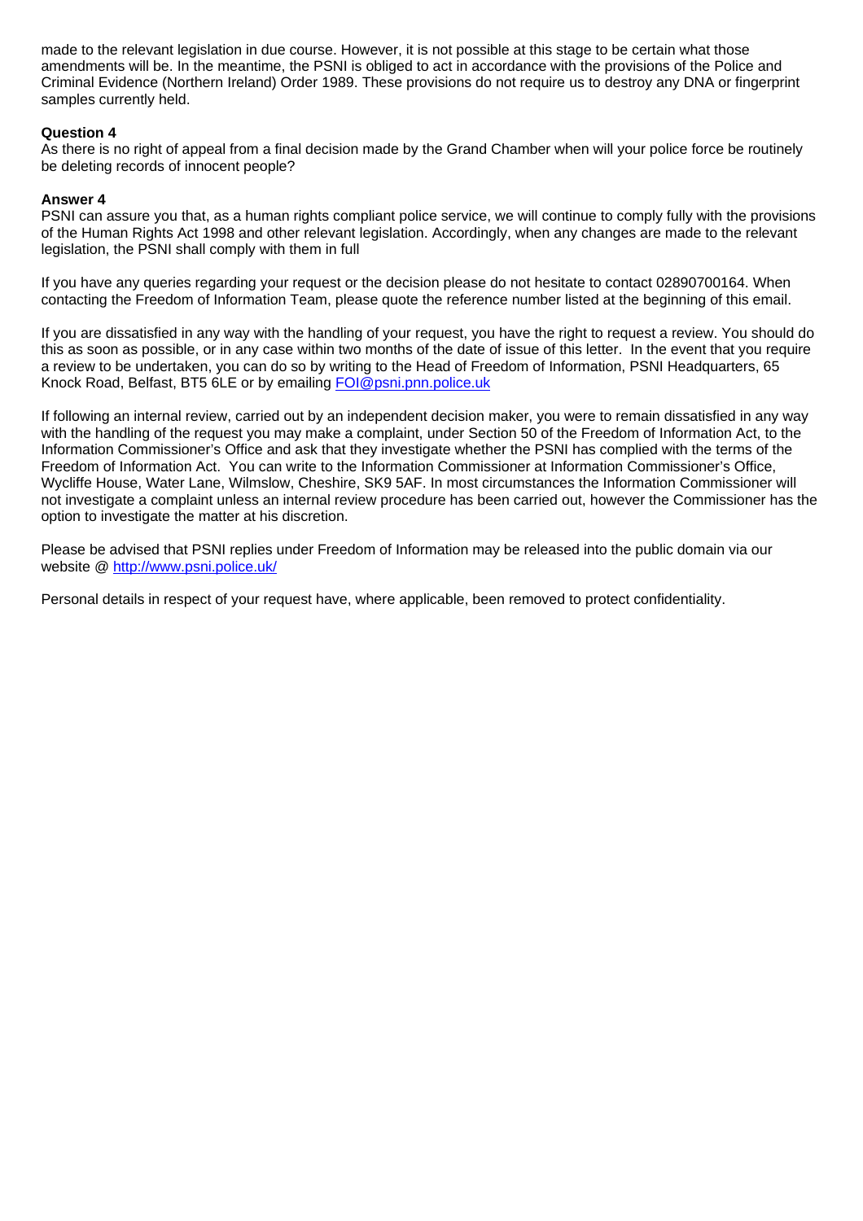made to the relevant legislation in due course. However, it is not possible at this stage to be certain what those amendments will be. In the meantime, the PSNI is obliged to act in accordance with the provisions of the Police and Criminal Evidence (Northern Ireland) Order 1989. These provisions do not require us to destroy any DNA or fingerprint samples currently held.

**Question 4**
As there is no right of appeal from a final decision made by the Grand Chamber when will your police force be routinely be deleting records of innocent people?

**Answer 4**
PSNI can assure you that, as a human rights compliant police service, we will continue to comply fully with the provisions of the Human Rights Act 1998 and other relevant legislation. Accordingly, when any changes are made to the relevant legislation, the PSNI shall comply with them in full

If you have any queries regarding your request or the decision please do not hesitate to contact 02890700164. When contacting the Freedom of Information Team, please quote the reference number listed at the beginning of this email.

If you are dissatisfied in any way with the handling of your request, you have the right to request a review. You should do this as soon as possible, or in any case within two months of the date of issue of this letter. In the event that you require a review to be undertaken, you can do so by writing to the Head of Freedom of Information, PSNI Headquarters, 65 Knock Road, Belfast, BT5 6LE or by emailing FOI@psni.pnn.police.uk

If following an internal review, carried out by an independent decision maker, you were to remain dissatisfied in any way with the handling of the request you may make a complaint, under Section 50 of the Freedom of Information Act, to the Information Commissioner's Office and ask that they investigate whether the PSNI has complied with the terms of the Freedom of Information Act. You can write to the Information Commissioner at Information Commissioner's Office, Wycliffe House, Water Lane, Wilmslow, Cheshire, SK9 5AF. In most circumstances the Information Commissioner will not investigate a complaint unless an internal review procedure has been carried out, however the Commissioner has the option to investigate the matter at his discretion.

Please be advised that PSNI replies under Freedom of Information may be released into the public domain via our website @ http://www.psni.police.uk/

Personal details in respect of your request have, where applicable, been removed to protect confidentiality.